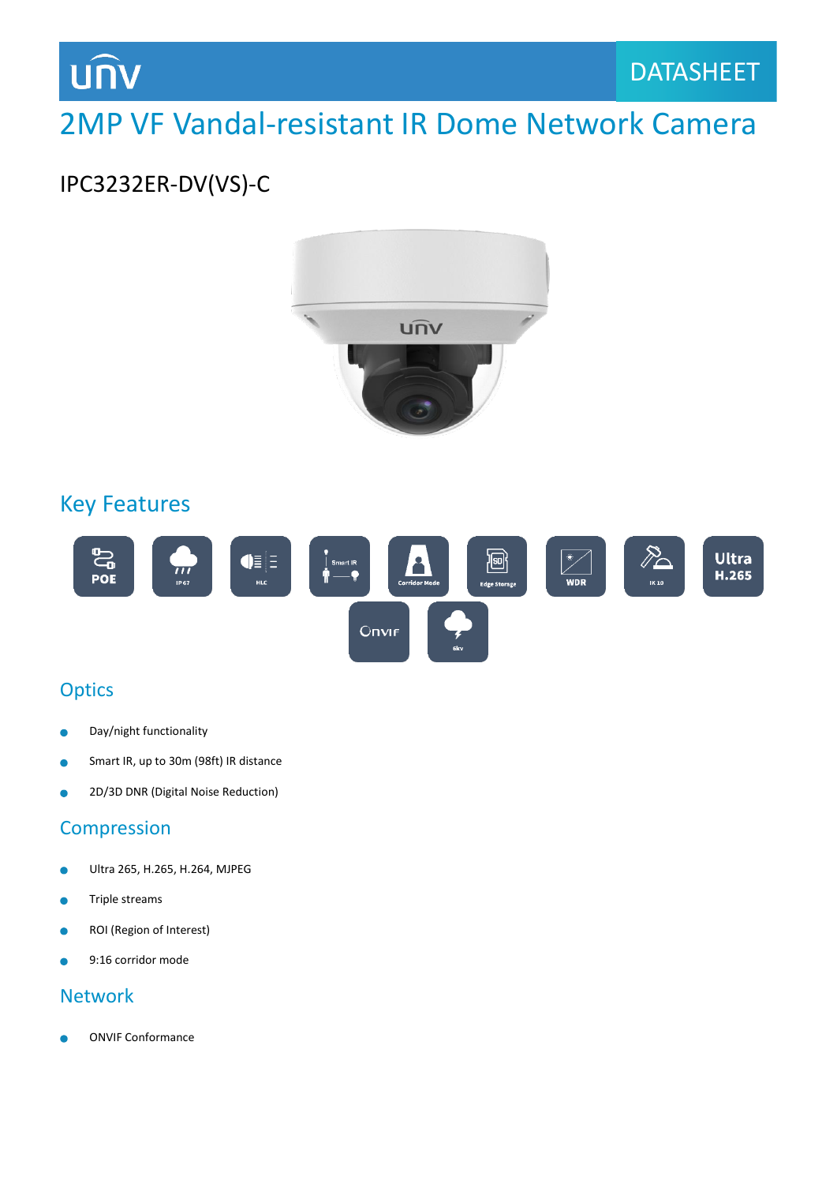DATASHEET

# 2MP VF Vandal-resistant IR Dome Network Camera

## IPC3232ER-DV(VS)-C

## Key Features

POE | IP67 | HLC | Smart IR | Corridor Mode | Edge Storage | WDR | IK10 | Ultra H.265 | Onvif | 6kv

## Optics

- Day/night functionality
- Smart IR, up to 30m (98ft) IR distance
- 2D/3D DNR (Digital Noise Reduction)

## Compression

- Ultra 265, H.265, H.264, MJPEG
- Triple streams
- ROI (Region of Interest)
- 9:16 corridor mode

## Network

- ONVIF Conformance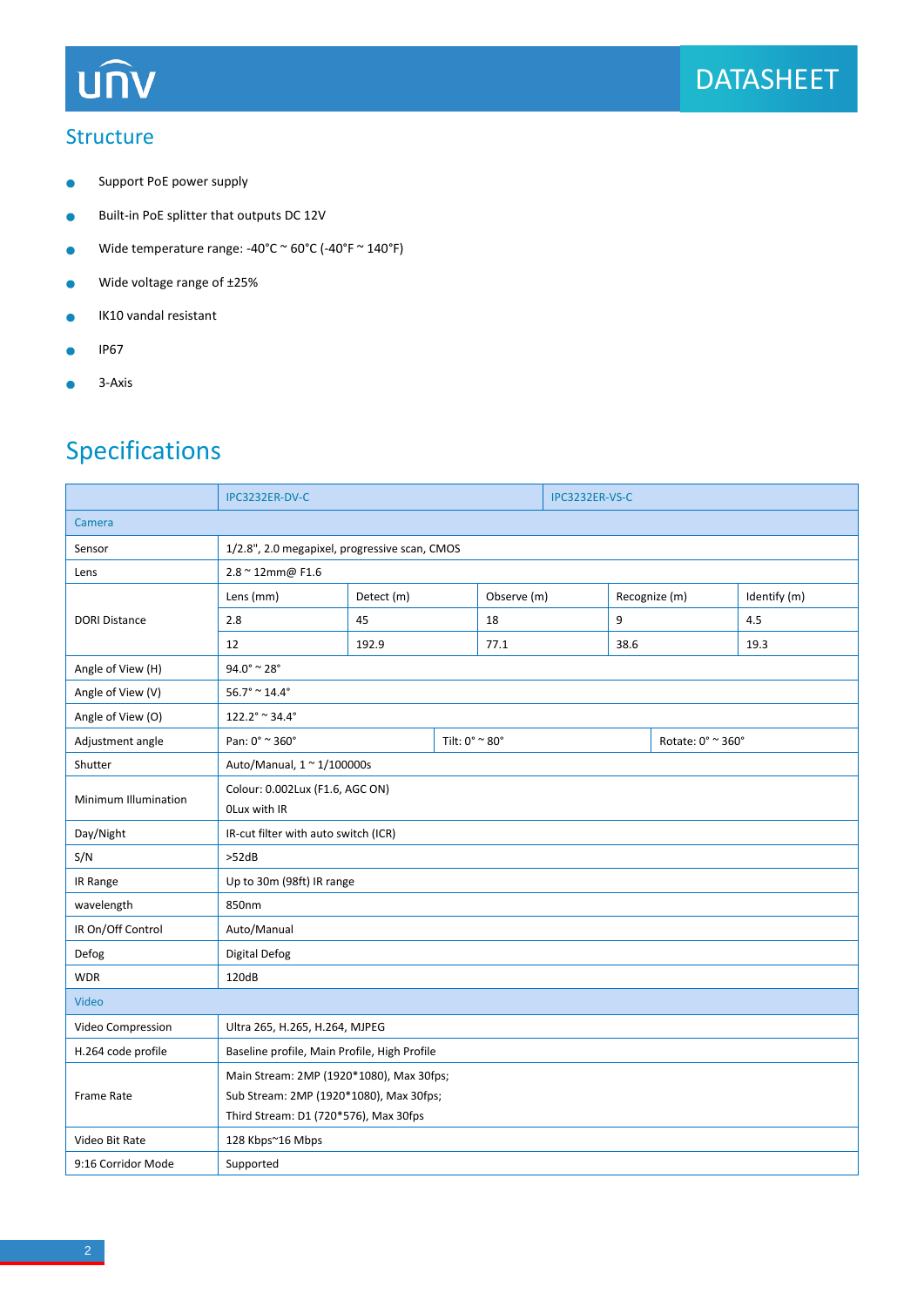## Structure

- Support PoE power supply
- Built-in PoE splitter that outputs DC 12V
- Wide temperature range: -40°C ~ 60°C (-40°F ~ 140°F)
- Wide voltage range of ±25%
- IK10 vandal resistant
- IP67
- 3-Axis

## Specifications

| | IPC3232ER-DV-C | | IPC3232ER-VS-C | | |
|---|---|---|---|---|---|
| **Camera** | | | | | |
| Sensor | 1/2.8", 2.0 megapixel, progressive scan, CMOS | | | | |
| Lens | 2.8 ~ 12mm@ F1.6 | | | | |
| DORI Distance | Lens (mm) | Detect (m) | Observe (m) | Recognize (m) | Identify (m) |
| | 2.8 | 45 | 18 | 9 | 4.5 |
| | 12 | 192.9 | 77.1 | 38.6 | 19.3 |
| Angle of View (H) | 94.0° ~ 28° | | | | |
| Angle of View (V) | 56.7° ~ 14.4° | | | | |
| Angle of View (O) | 122.2° ~ 34.4° | | | | |
| Adjustment angle | Pan: 0° ~ 360° | Tilt: 0° ~ 80° | Rotate: 0° ~ 360° | | |
| Shutter | Auto/Manual, 1 ~ 1/100000s | | | | |
| Minimum Illumination | Colour: 0.002Lux (F1.6, AGC ON)<br>0Lux with IR | | | | |
| Day/Night | IR-cut filter with auto switch (ICR) | | | | |
| S/N | >52dB | | | | |
| IR Range | Up to 30m (98ft) IR range | | | | |
| wavelength | 850nm | | | | |
| IR On/Off Control | Auto/Manual | | | | |
| Defog | Digital Defog | | | | |
| WDR | 120dB | | | | |
| **Video** | | | | | |
| Video Compression | Ultra 265, H.265, H.264, MJPEG | | | | |
| H.264 code profile | Baseline profile, Main Profile, High Profile | | | | |
| Frame Rate | Main Stream: 2MP (1920*1080), Max 30fps;<br>Sub Stream: 2MP (1920*1080), Max 30fps;<br>Third Stream: D1 (720*576), Max 30fps | | | | |
| Video Bit Rate | 128 Kbps~16 Mbps | | | | |
| 9:16 Corridor Mode | Supported | | | | |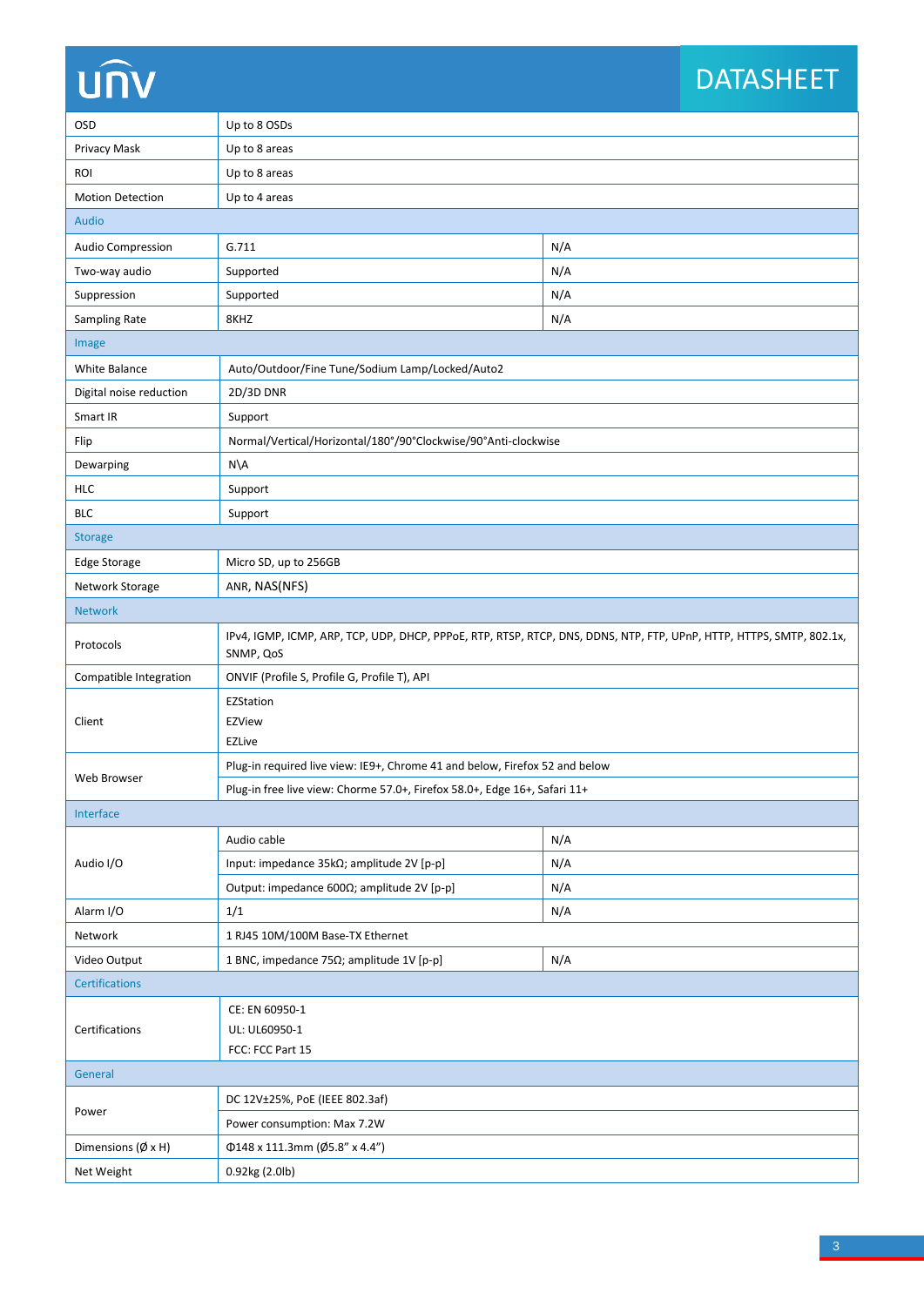| | | |
|---|---|---|
| OSD | Up to 8 OSDs | |
| Privacy Mask | Up to 8 areas | |
| ROI | Up to 8 areas | |
| Motion Detection | Up to 4 areas | |
| **Audio** | | |
| Audio Compression | G.711 | N/A |
| Two-way audio | Supported | N/A |
| Suppression | Supported | N/A |
| Sampling Rate | 8KHZ | N/A |
| **Image** | | |
| White Balance | Auto/Outdoor/Fine Tune/Sodium Lamp/Locked/Auto2 | |
| Digital noise reduction | 2D/3D DNR | |
| Smart IR | Support | |
| Flip | Normal/Vertical/Horizontal/180°/90°Clockwise/90°Anti-clockwise | |
| Dewarping | N\A | |
| HLC | Support | |
| BLC | Support | |
| **Storage** | | |
| Edge Storage | Micro SD, up to 256GB | |
| Network Storage | ANR, NAS(NFS) | |
| **Network** | | |
| Protocols | IPv4, IGMP, ICMP, ARP, TCP, UDP, DHCP, PPPoE, RTP, RTSP, RTCP, DNS, DDNS, NTP, FTP, UPnP, HTTP, HTTPS, SMTP, 802.1x, SNMP, QoS | |
| Compatible Integration | ONVIF (Profile S, Profile G, Profile T), API | |
| Client | EZStation<br>EZView<br>EZLive | |
| Web Browser | Plug-in required live view: IE9+, Chrome 41 and below, Firefox 52 and below | |
| | Plug-in free live view: Chorme 57.0+, Firefox 58.0+, Edge 16+, Safari 11+ | |
| **Interface** | | |
| Audio I/O | Audio cable | N/A |
| | Input: impedance 35kΩ; amplitude 2V [p-p] | N/A |
| | Output: impedance 600Ω; amplitude 2V [p-p] | N/A |
| Alarm I/O | 1/1 | N/A |
| Network | 1 RJ45 10M/100M Base-TX Ethernet | |
| Video Output | 1 BNC, impedance 75Ω; amplitude 1V [p-p] | N/A |
| **Certifications** | | |
| Certifications | CE: EN 60950-1<br>UL: UL60950-1<br>FCC: FCC Part 15 | |
| **General** | | |
| Power | DC 12V±25%, PoE (IEEE 802.3af) | |
| | Power consumption: Max 7.2W | |
| Dimensions (Ø x H) | Φ148 x 111.3mm (Ø5.8" x 4.4") | |
| Net Weight | 0.92kg (2.0lb) | |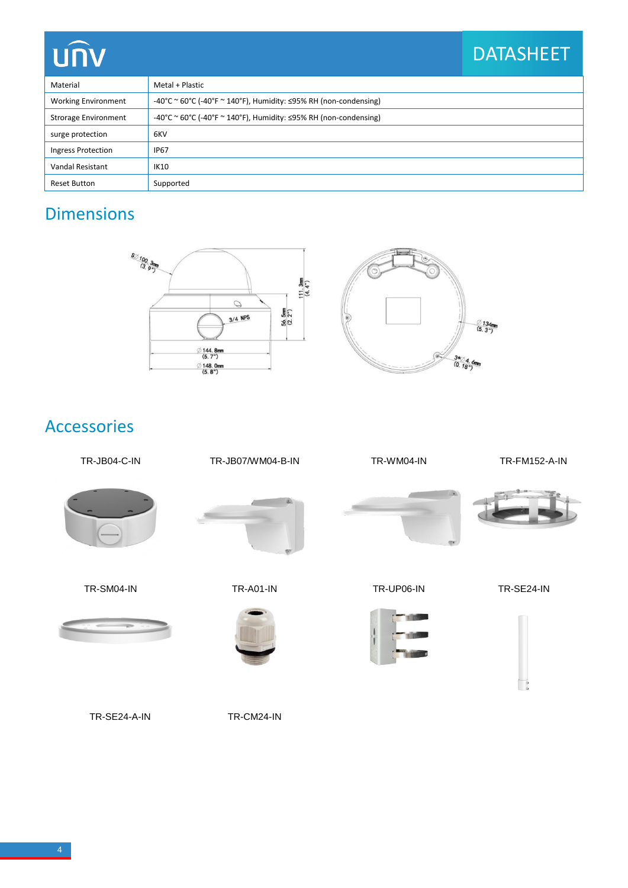| Material | Metal + Plastic |
|---|---|
| Working Environment | -40°C ~ 60°C (-40°F ~ 140°F), Humidity: ≤95% RH (non-condensing) |
| Strorage Environment | -40°C ~ 60°C (-40°F ~ 140°F), Humidity: ≤95% RH (non-condensing) |
| surge protection | 6KV |
| Ingress Protection | IP67 |
| Vandal Resistant | IK10 |
| Reset Button | Supported |

## Dimensions

## Accessories

TR-JB04-C-IN

TR-JB07/WM04-B-IN

TR-WM04-IN

TR-FM152-A-IN

TR-SM04-IN

TR-A01-IN

TR-UP06-IN

TR-SE24-IN

TR-SE24-A-IN

TR-CM24-IN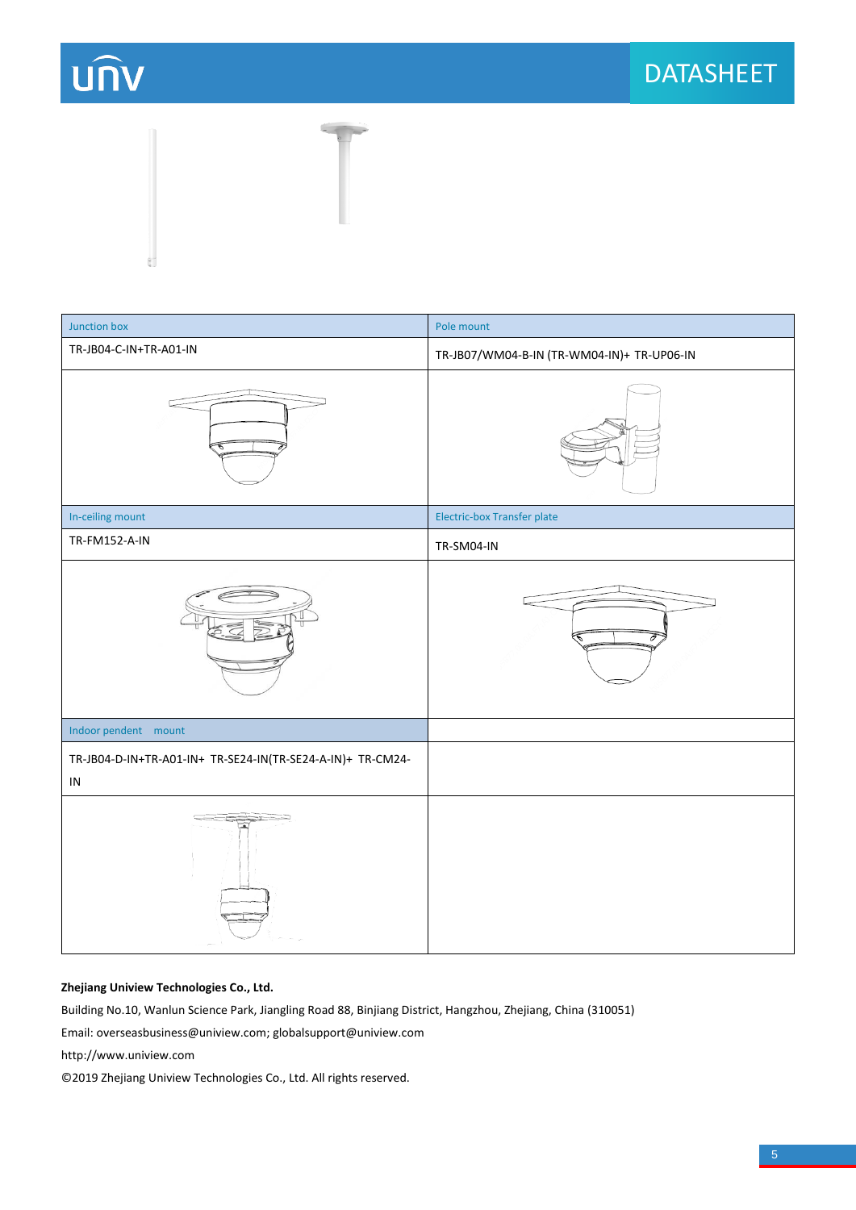| Junction box | Pole mount |
| --- | --- |
| TR-JB04-C-IN+TR-A01-IN | TR-JB07/WM04-B-IN (TR-WM04-IN)+ TR-UP06-IN |
| | |
| In-ceiling mount | Electric-box Transfer plate |
| TR-FM152-A-IN | TR-SM04-IN |
| | |
| Indoor pendent mount | |
| TR-JB04-D-IN+TR-A01-IN+ TR-SE24-IN(TR-SE24-A-IN)+ TR-CM24-IN | |
| | |

**Zhejiang Uniview Technologies Co., Ltd.**

Building No.10, Wanlun Science Park, Jiangling Road 88, Binjiang District, Hangzhou, Zhejiang, China (310051)

Email: overseasbusiness@uniview.com; globalsupport@uniview.com

http://www.uniview.com

©2019 Zhejiang Uniview Technologies Co., Ltd. All rights reserved.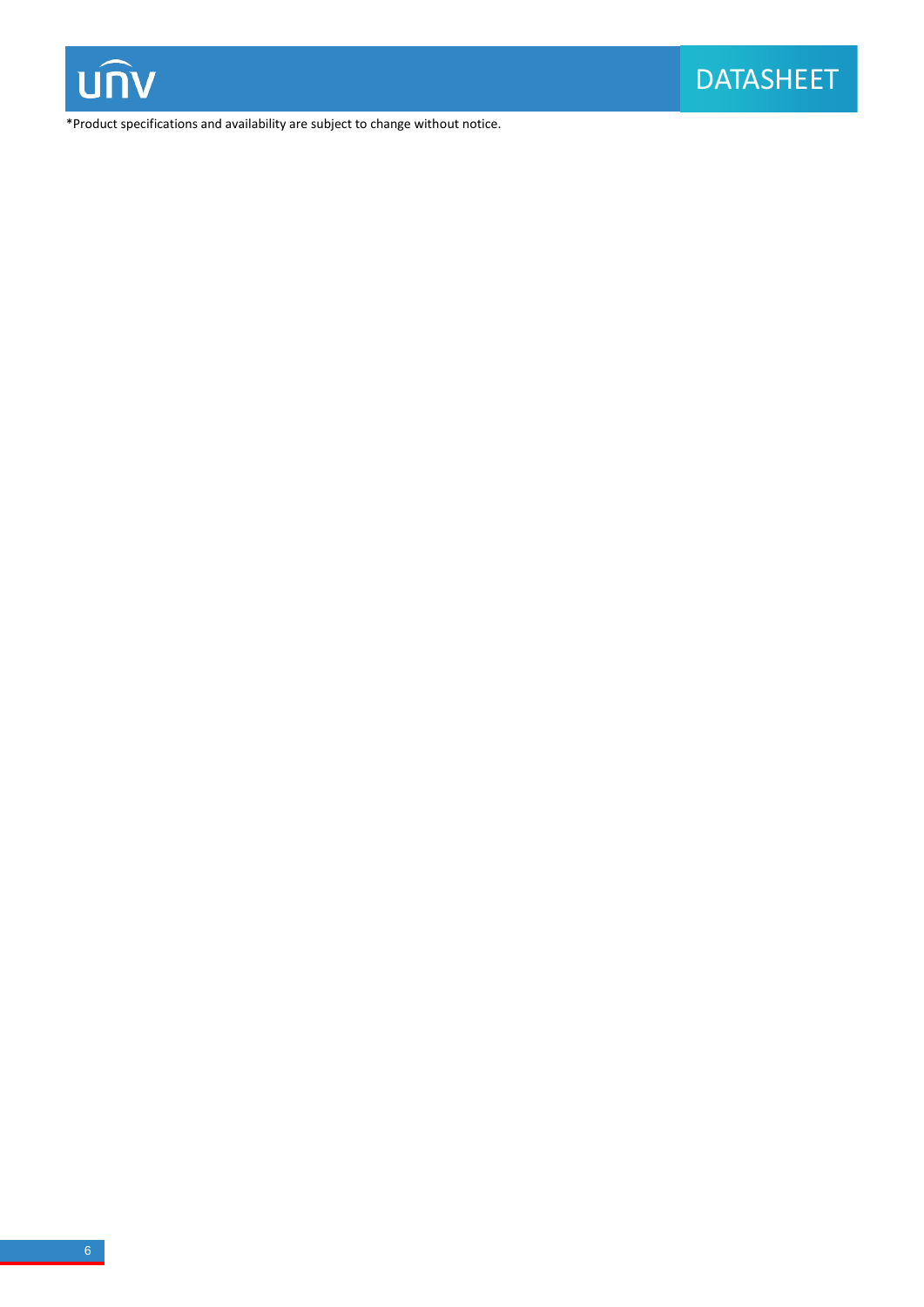*Product specifications and availability are subject to change without notice.